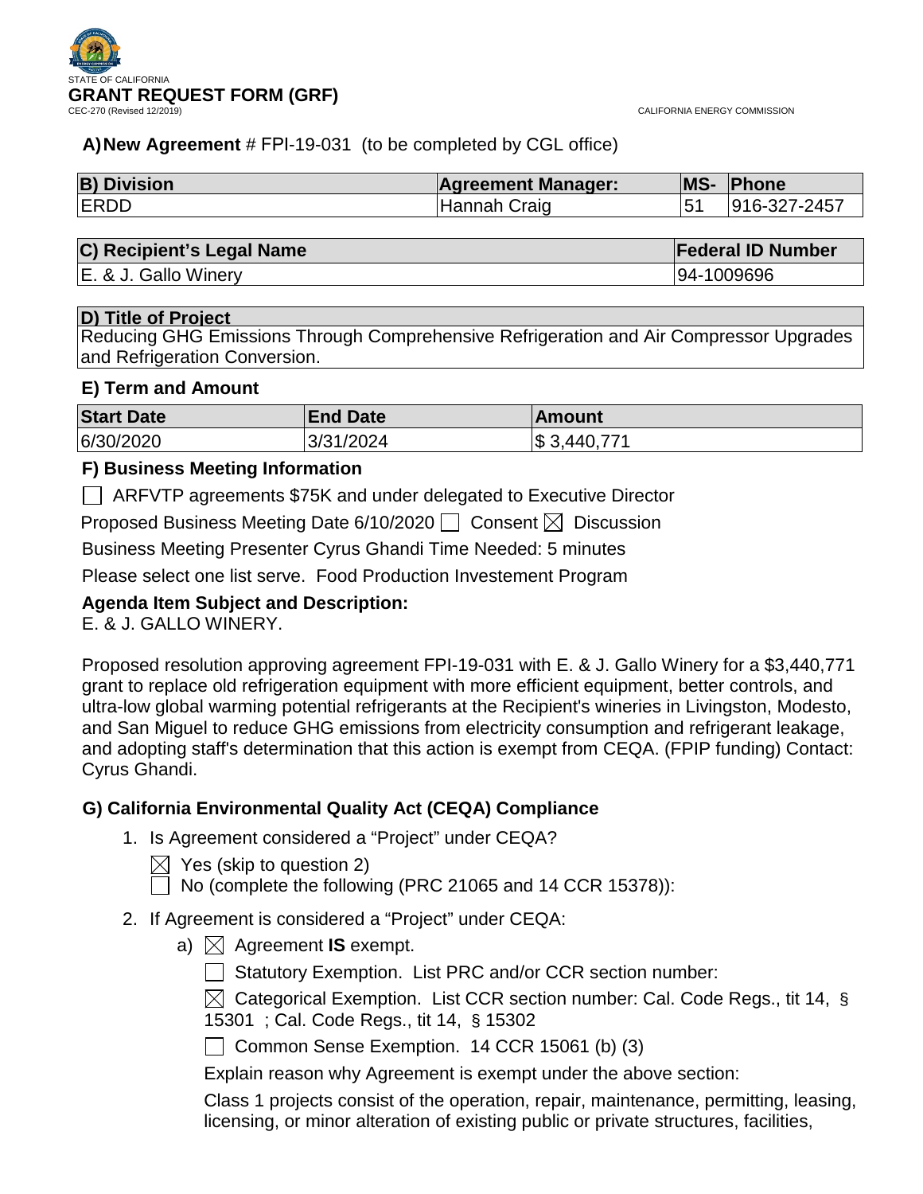STATE OF CALIFORNIA

# GRANT REQUEST FORM (GRF)

CEC-270 (Revised 12/2019)

CALIFORNIA ENERGY COMMISSION

**A) New Agreement** # FPI-19-031 (to be completed by CGL office)

| B) Division | Agreement Manager: | MS- | Phone |
|---|---|---|---|
| ERDD | Hannah Craig | 51 | 916-327-2457 |

| C) Recipient's Legal Name | Federal ID Number |
|---|---|
| E. & J. Gallo Winery | 94-1009696 |

| D) Title of Project |
|---|
| Reducing GHG Emissions Through Comprehensive Refrigeration and Air Compressor Upgrades and Refrigeration Conversion. |

### E) Term and Amount

| Start Date | End Date | Amount |
|---|---|---|
| 6/30/2020 | 3/31/2024 | $ 3,440,771 |

### F) Business Meeting Information

☐ ARFVTP agreements $75K and under delegated to Executive Director

Proposed Business Meeting Date 6/10/2020 ☐ Consent ☒ Discussion

Business Meeting Presenter Cyrus Ghandi Time Needed: 5 minutes

Please select one list serve. Food Production Investement Program

**Agenda Item Subject and Description:**

E. & J. GALLO WINERY.

Proposed resolution approving agreement FPI-19-031 with E. & J. Gallo Winery for a $3,440,771 grant to replace old refrigeration equipment with more efficient equipment, better controls, and ultra-low global warming potential refrigerants at the Recipient's wineries in Livingston, Modesto, and San Miguel to reduce GHG emissions from electricity consumption and refrigerant leakage, and adopting staff's determination that this action is exempt from CEQA. (FPIP funding) Contact: Cyrus Ghandi.

### G) California Environmental Quality Act (CEQA) Compliance

1. Is Agreement considered a "Project" under CEQA?

   ☒ Yes (skip to question 2)

   ☐ No (complete the following (PRC 21065 and 14 CCR 15378)):

2. If Agreement is considered a "Project" under CEQA:

   a) ☒ Agreement **IS** exempt.

      ☐ Statutory Exemption. List PRC and/or CCR section number:

      ☒ Categorical Exemption. List CCR section number: Cal. Code Regs., tit 14, § 15301 ; Cal. Code Regs., tit 14, § 15302

      ☐ Common Sense Exemption. 14 CCR 15061 (b) (3)

      Explain reason why Agreement is exempt under the above section:

      Class 1 projects consist of the operation, repair, maintenance, permitting, leasing, licensing, or minor alteration of existing public or private structures, facilities,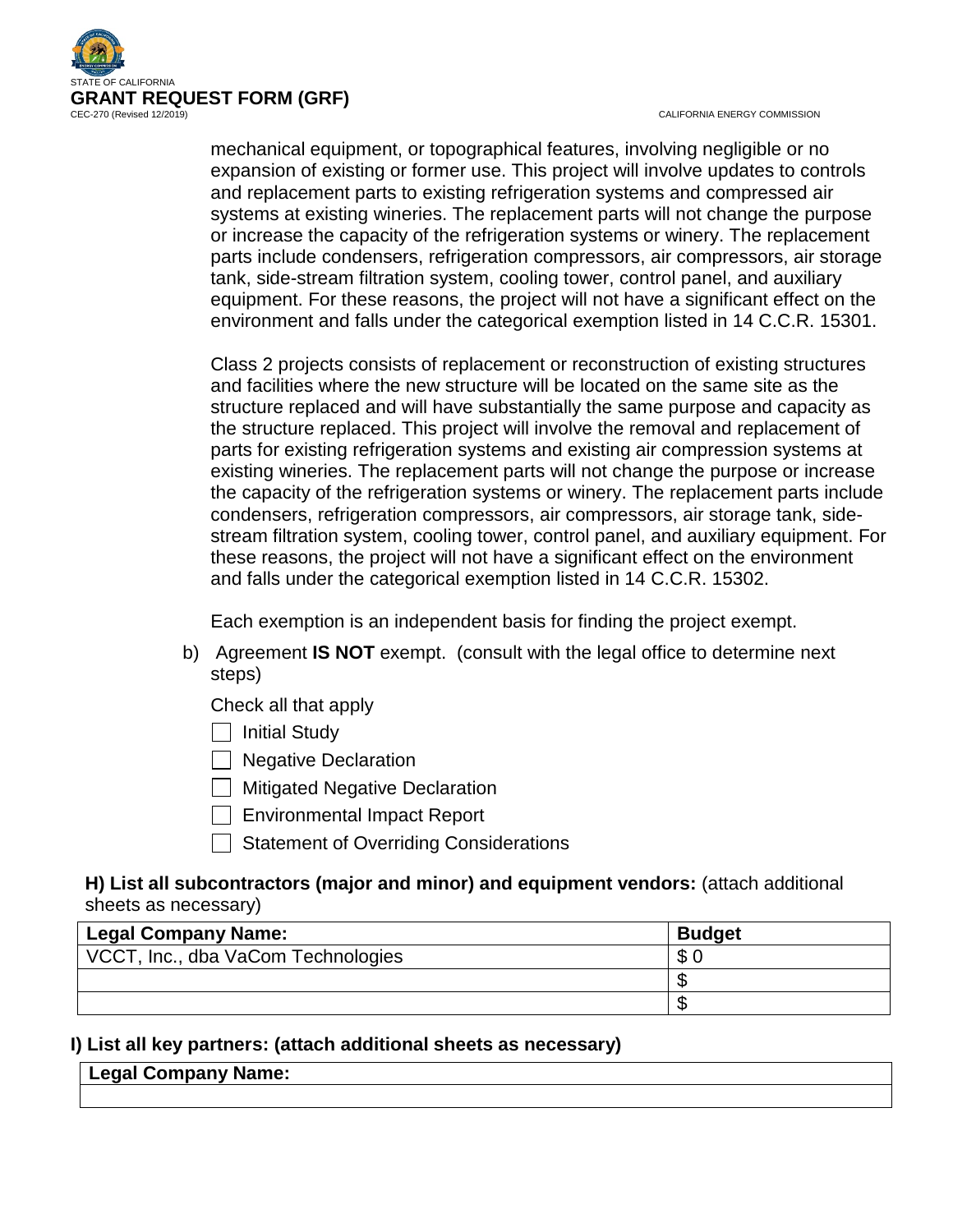mechanical equipment, or topographical features, involving negligible or no expansion of existing or former use. This project will involve updates to controls and replacement parts to existing refrigeration systems and compressed air systems at existing wineries. The replacement parts will not change the purpose or increase the capacity of the refrigeration systems or winery. The replacement parts include condensers, refrigeration compressors, air compressors, air storage tank, side-stream filtration system, cooling tower, control panel, and auxiliary equipment. For these reasons, the project will not have a significant effect on the environment and falls under the categorical exemption listed in 14 C.C.R. 15301.

Class 2 projects consists of replacement or reconstruction of existing structures and facilities where the new structure will be located on the same site as the structure replaced and will have substantially the same purpose and capacity as the structure replaced. This project will involve the removal and replacement of parts for existing refrigeration systems and existing air compression systems at existing wineries. The replacement parts will not change the purpose or increase the capacity of the refrigeration systems or winery. The replacement parts include condensers, refrigeration compressors, air compressors, air storage tank, side-stream filtration system, cooling tower, control panel, and auxiliary equipment. For these reasons, the project will not have a significant effect on the environment and falls under the categorical exemption listed in 14 C.C.R. 15302.

Each exemption is an independent basis for finding the project exempt.

b) Agreement **IS NOT** exempt. (consult with the legal office to determine next steps)

Check all that apply

- ☐ Initial Study
- ☐ Negative Declaration
- ☐ Mitigated Negative Declaration
- ☐ Environmental Impact Report
- ☐ Statement of Overriding Considerations

**H) List all subcontractors (major and minor) and equipment vendors:** (attach additional sheets as necessary)

| Legal Company Name: | Budget |
|---|---|
| VCCT, Inc., dba VaCom Technologies | $ 0 |
| | $ |
| | $ |

**I) List all key partners: (attach additional sheets as necessary)**

| Legal Company Name: |
|---|
| |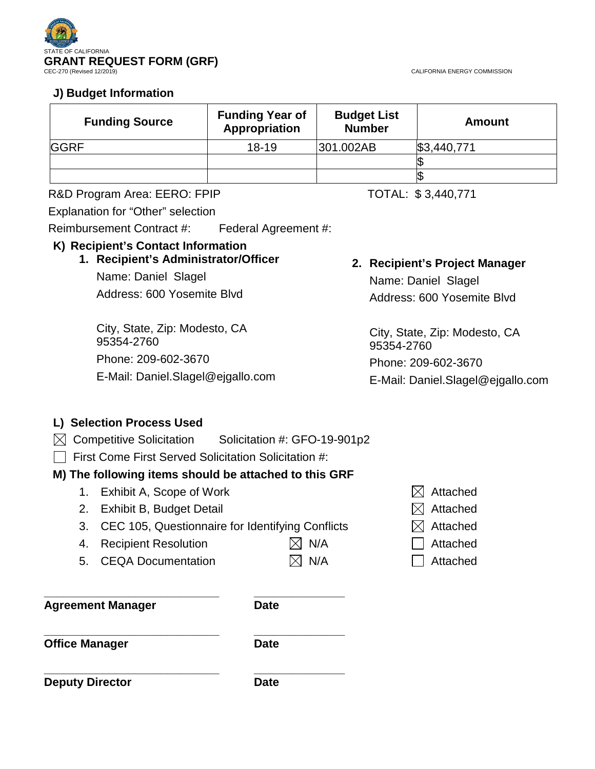STATE OF CALIFORNIA

**GRANT REQUEST FORM (GRF)**

CEC-270 (Revised 12/2019)

CALIFORNIA ENERGY COMMISSION

### J) Budget Information

| Funding Source | Funding Year of Appropriation | Budget List Number | Amount |
|---|---|---|---|
| GGRF | 18-19 | 301.002AB | $3,440,771 |
| | | | $ |
| | | | $ |

R&D Program Area: EERO: FPIP

TOTAL: $ 3,440,771

Explanation for "Other" selection

Reimbursement Contract #: Federal Agreement #:

### K) Recipient's Contact Information

**1. Recipient's Administrator/Officer**

Name: Daniel Slagel

Address: 600 Yosemite Blvd

City, State, Zip: Modesto, CA 95354-2760

Phone: 209-602-3670

E-Mail: Daniel.Slagel@ejgallo.com

**2. Recipient's Project Manager**

Name: Daniel Slagel

Address: 600 Yosemite Blvd

City, State, Zip: Modesto, CA 95354-2760

Phone: 209-602-3670

E-Mail: Daniel.Slagel@ejgallo.com

### L) Selection Process Used

- ☒ Competitive Solicitation Solicitation #: GFO-19-901p2
- ☐ First Come First Served Solicitation Solicitation #:

### M) The following items should be attached to this GRF

1. Exhibit A, Scope of Work ☒ Attached
2. Exhibit B, Budget Detail ☒ Attached
3. CEC 105, Questionnaire for Identifying Conflicts ☒ Attached
4. Recipient Resolution ☒ N/A ☐ Attached
5. CEQA Documentation ☒ N/A ☐ Attached

______________________________ ______________

**Agreement Manager** **Date**

______________________________ ______________

**Office Manager** **Date**

______________________________ ______________

**Deputy Director** **Date**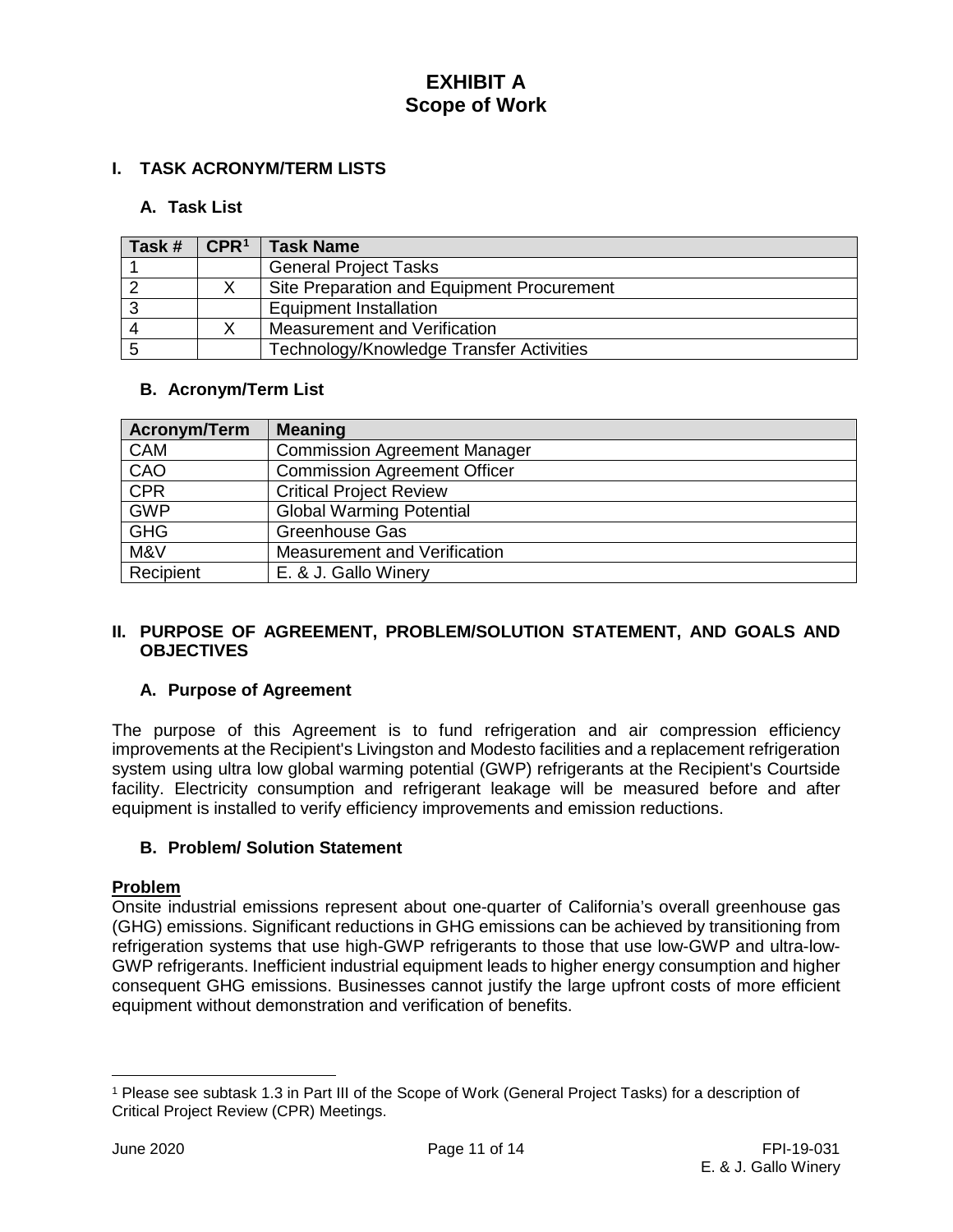# EXHIBIT A
# Scope of Work

## I. TASK ACRONYM/TERM LISTS

### A. Task List

| Task # | CPR[1] | Task Name |
|---|---|---|
| 1 | | General Project Tasks |
| 2 | X | Site Preparation and Equipment Procurement |
| 3 | | Equipment Installation |
| 4 | X | Measurement and Verification |
| 5 | | Technology/Knowledge Transfer Activities |

### B. Acronym/Term List

| Acronym/Term | Meaning |
|---|---|
| CAM | Commission Agreement Manager |
| CAO | Commission Agreement Officer |
| CPR | Critical Project Review |
| GWP | Global Warming Potential |
| GHG | Greenhouse Gas |
| M&V | Measurement and Verification |
| Recipient | E. & J. Gallo Winery |

## II. PURPOSE OF AGREEMENT, PROBLEM/SOLUTION STATEMENT, AND GOALS AND OBJECTIVES

### A. Purpose of Agreement

The purpose of this Agreement is to fund refrigeration and air compression efficiency improvements at the Recipient's Livingston and Modesto facilities and a replacement refrigeration system using ultra low global warming potential (GWP) refrigerants at the Recipient's Courtside facility. Electricity consumption and refrigerant leakage will be measured before and after equipment is installed to verify efficiency improvements and emission reductions.

### B. Problem/ Solution Statement

**Problem**

Onsite industrial emissions represent about one-quarter of California's overall greenhouse gas (GHG) emissions. Significant reductions in GHG emissions can be achieved by transitioning from refrigeration systems that use high-GWP refrigerants to those that use low-GWP and ultra-low-GWP refrigerants. Inefficient industrial equipment leads to higher energy consumption and higher consequent GHG emissions. Businesses cannot justify the large upfront costs of more efficient equipment without demonstration and verification of benefits.

[1] Please see subtask 1.3 in Part III of the Scope of Work (General Project Tasks) for a description of Critical Project Review (CPR) Meetings.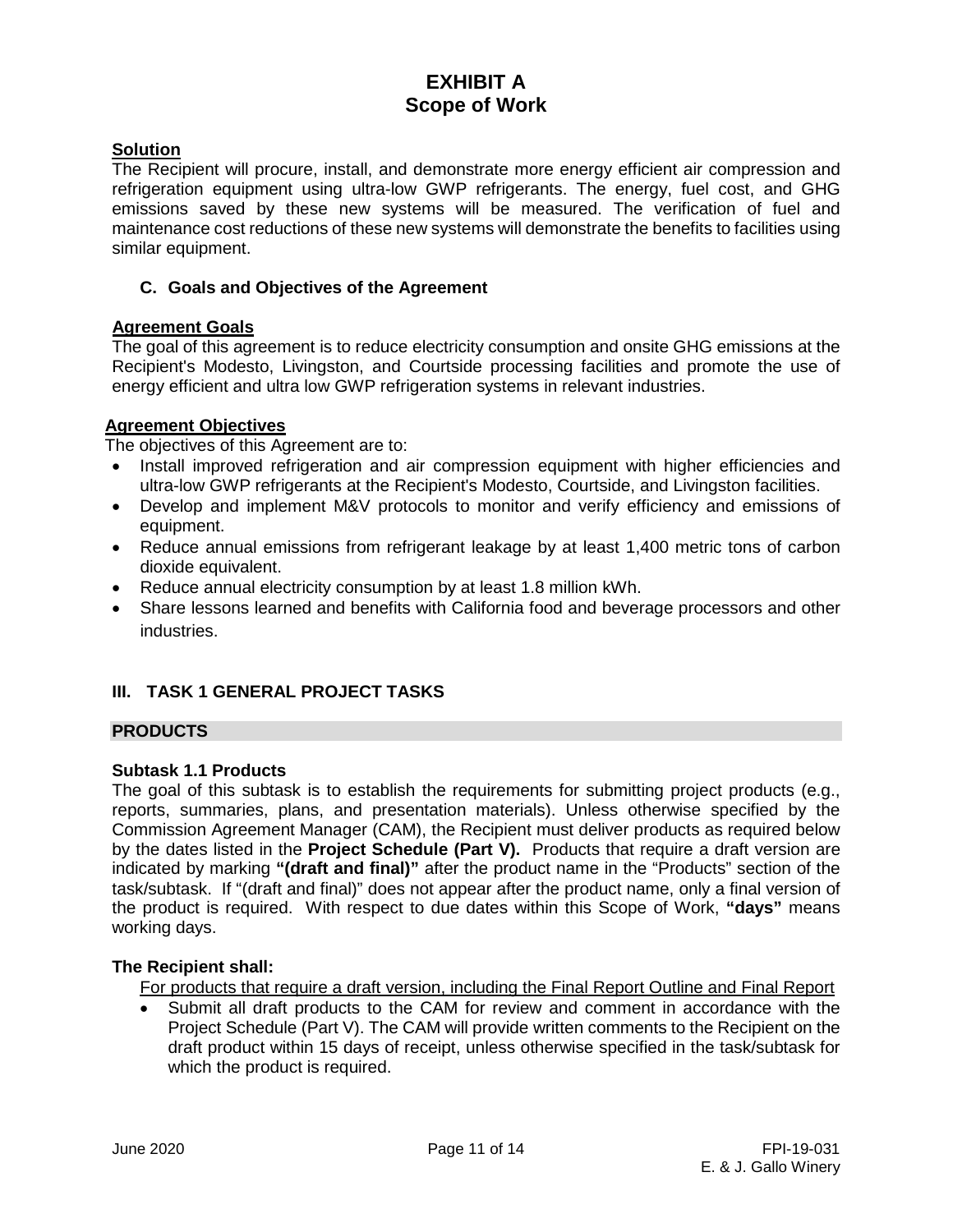# EXHIBIT A
# Scope of Work

**Solution**

The Recipient will procure, install, and demonstrate more energy efficient air compression and refrigeration equipment using ultra-low GWP refrigerants. The energy, fuel cost, and GHG emissions saved by these new systems will be measured. The verification of fuel and maintenance cost reductions of these new systems will demonstrate the benefits to facilities using similar equipment.

### C. Goals and Objectives of the Agreement

**Agreement Goals**

The goal of this agreement is to reduce electricity consumption and onsite GHG emissions at the Recipient's Modesto, Livingston, and Courtside processing facilities and promote the use of energy efficient and ultra low GWP refrigeration systems in relevant industries.

**Agreement Objectives**

The objectives of this Agreement are to:

- Install improved refrigeration and air compression equipment with higher efficiencies and ultra-low GWP refrigerants at the Recipient's Modesto, Courtside, and Livingston facilities.
- Develop and implement M&V protocols to monitor and verify efficiency and emissions of equipment.
- Reduce annual emissions from refrigerant leakage by at least 1,400 metric tons of carbon dioxide equivalent.
- Reduce annual electricity consumption by at least 1.8 million kWh.
- Share lessons learned and benefits with California food and beverage processors and other industries.

## III. TASK 1 GENERAL PROJECT TASKS

### PRODUCTS

**Subtask 1.1 Products**

The goal of this subtask is to establish the requirements for submitting project products (e.g., reports, summaries, plans, and presentation materials). Unless otherwise specified by the Commission Agreement Manager (CAM), the Recipient must deliver products as required below by the dates listed in the **Project Schedule (Part V).** Products that require a draft version are indicated by marking **"(draft and final)"** after the product name in the "Products" section of the task/subtask. If "(draft and final)" does not appear after the product name, only a final version of the product is required. With respect to due dates within this Scope of Work, **"days"** means working days.

**The Recipient shall:**

For products that require a draft version, including the Final Report Outline and Final Report

- Submit all draft products to the CAM for review and comment in accordance with the Project Schedule (Part V). The CAM will provide written comments to the Recipient on the draft product within 15 days of receipt, unless otherwise specified in the task/subtask for which the product is required.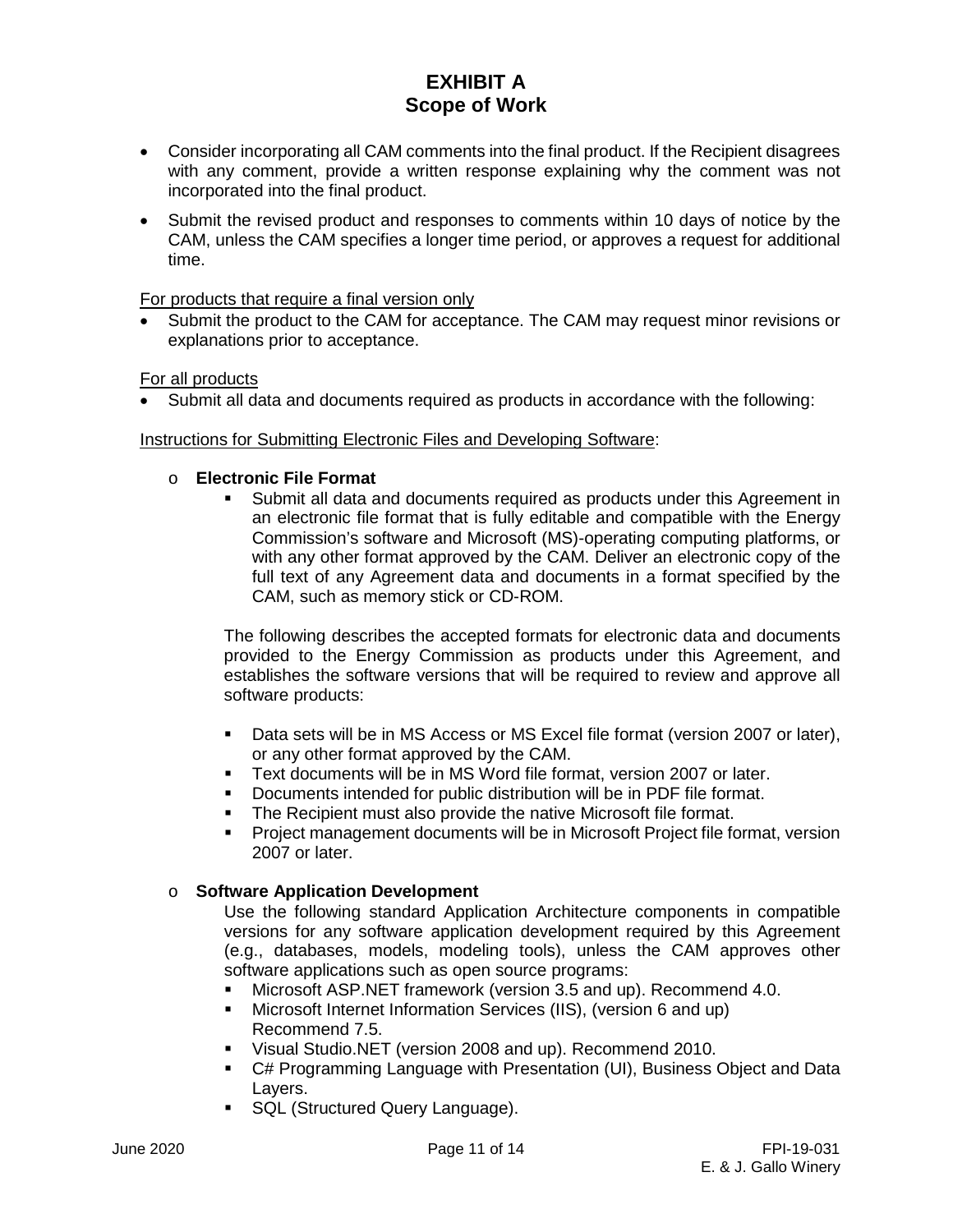# EXHIBIT A
## Scope of Work

- Consider incorporating all CAM comments into the final product. If the Recipient disagrees with any comment, provide a written response explaining why the comment was not incorporated into the final product.
- Submit the revised product and responses to comments within 10 days of notice by the CAM, unless the CAM specifies a longer time period, or approves a request for additional time.

<u>For products that require a final version only</u>

- Submit the product to the CAM for acceptance. The CAM may request minor revisions or explanations prior to acceptance.

<u>For all products</u>

- Submit all data and documents required as products in accordance with the following:

<u>Instructions for Submitting Electronic Files and Developing Software</u>:

- **Electronic File Format**
  - Submit all data and documents required as products under this Agreement in an electronic file format that is fully editable and compatible with the Energy Commission's software and Microsoft (MS)-operating computing platforms, or with any other format approved by the CAM. Deliver an electronic copy of the full text of any Agreement data and documents in a format specified by the CAM, such as memory stick or CD-ROM.

  The following describes the accepted formats for electronic data and documents provided to the Energy Commission as products under this Agreement, and establishes the software versions that will be required to review and approve all software products:

  - Data sets will be in MS Access or MS Excel file format (version 2007 or later), or any other format approved by the CAM.
  - Text documents will be in MS Word file format, version 2007 or later.
  - Documents intended for public distribution will be in PDF file format.
  - The Recipient must also provide the native Microsoft file format.
  - Project management documents will be in Microsoft Project file format, version 2007 or later.

- **Software Application Development**

  Use the following standard Application Architecture components in compatible versions for any software application development required by this Agreement (e.g., databases, models, modeling tools), unless the CAM approves other software applications such as open source programs:

  - Microsoft ASP.NET framework (version 3.5 and up). Recommend 4.0.
  - Microsoft Internet Information Services (IIS), (version 6 and up) Recommend 7.5.
  - Visual Studio.NET (version 2008 and up). Recommend 2010.
  - C# Programming Language with Presentation (UI), Business Object and Data Layers.
  - SQL (Structured Query Language).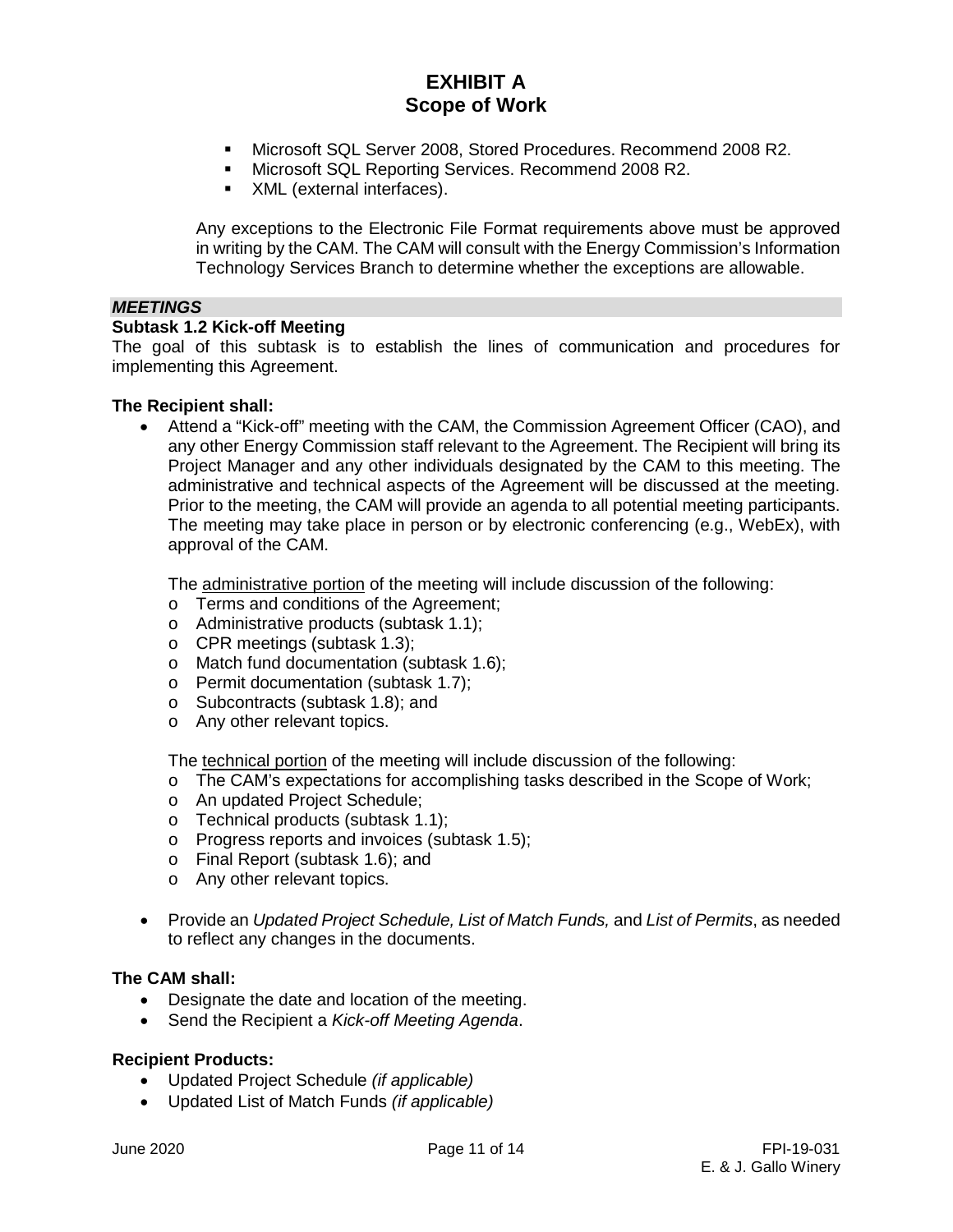# EXHIBIT A
# Scope of Work

- Microsoft SQL Server 2008, Stored Procedures. Recommend 2008 R2.
- Microsoft SQL Reporting Services. Recommend 2008 R2.
- XML (external interfaces).

Any exceptions to the Electronic File Format requirements above must be approved in writing by the CAM. The CAM will consult with the Energy Commission's Information Technology Services Branch to determine whether the exceptions are allowable.

***MEETINGS***

**Subtask 1.2 Kick-off Meeting**

The goal of this subtask is to establish the lines of communication and procedures for implementing this Agreement.

**The Recipient shall:**

- Attend a "Kick-off" meeting with the CAM, the Commission Agreement Officer (CAO), and any other Energy Commission staff relevant to the Agreement. The Recipient will bring its Project Manager and any other individuals designated by the CAM to this meeting. The administrative and technical aspects of the Agreement will be discussed at the meeting. Prior to the meeting, the CAM will provide an agenda to all potential meeting participants. The meeting may take place in person or by electronic conferencing (e.g., WebEx), with approval of the CAM.

  The administrative portion of the meeting will include discussion of the following:
  - Terms and conditions of the Agreement;
  - Administrative products (subtask 1.1);
  - CPR meetings (subtask 1.3);
  - Match fund documentation (subtask 1.6);
  - Permit documentation (subtask 1.7);
  - Subcontracts (subtask 1.8); and
  - Any other relevant topics.

  The technical portion of the meeting will include discussion of the following:
  - The CAM's expectations for accomplishing tasks described in the Scope of Work;
  - An updated Project Schedule;
  - Technical products (subtask 1.1);
  - Progress reports and invoices (subtask 1.5);
  - Final Report (subtask 1.6); and
  - Any other relevant topics.

- Provide an *Updated Project Schedule, List of Match Funds,* and *List of Permits*, as needed to reflect any changes in the documents.

**The CAM shall:**

- Designate the date and location of the meeting.
- Send the Recipient a *Kick-off Meeting Agenda*.

**Recipient Products:**

- Updated Project Schedule *(if applicable)*
- Updated List of Match Funds *(if applicable)*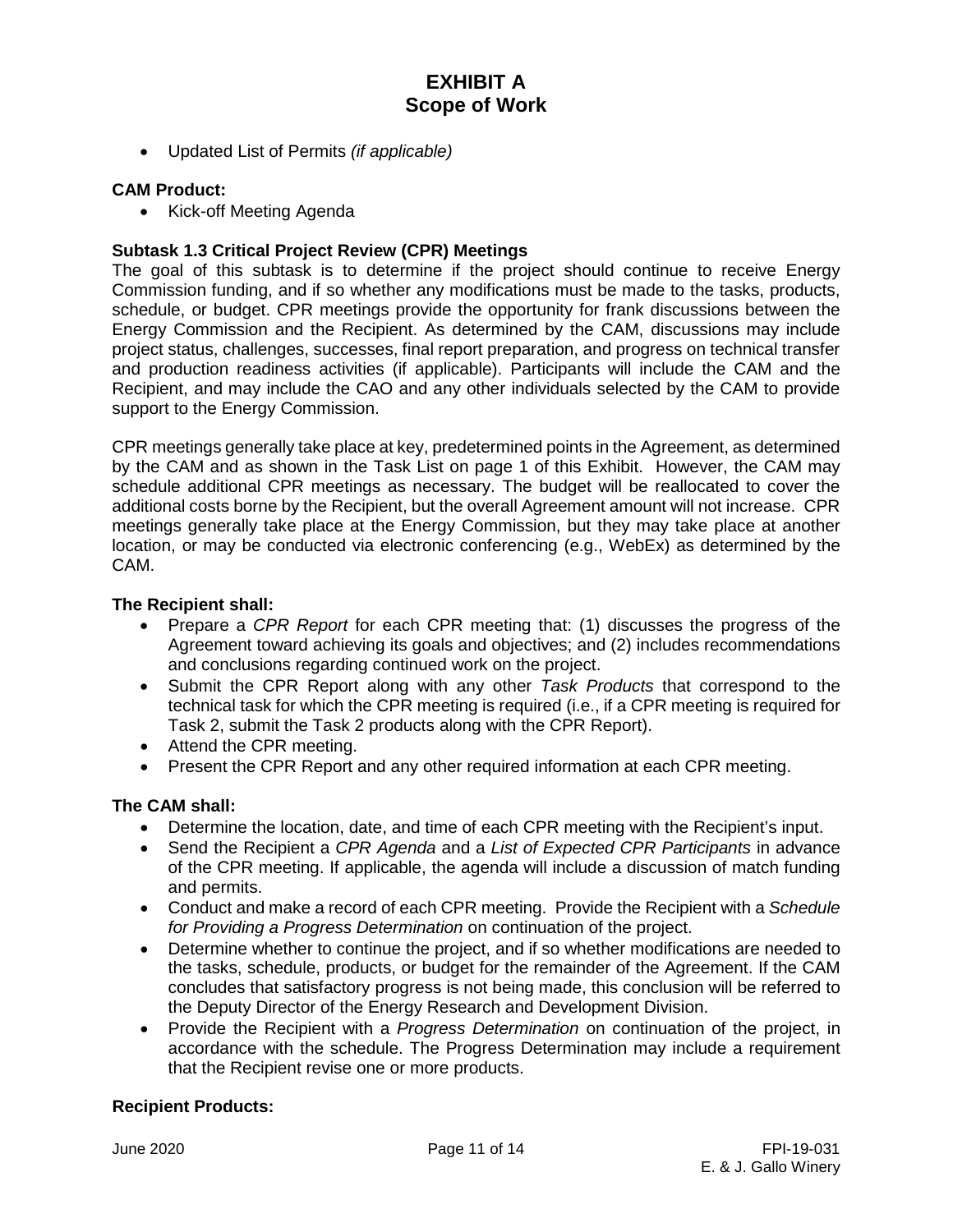- Updated List of Permits *(if applicable)*

**CAM Product:**

- Kick-off Meeting Agenda

**Subtask 1.3 Critical Project Review (CPR) Meetings**

The goal of this subtask is to determine if the project should continue to receive Energy Commission funding, and if so whether any modifications must be made to the tasks, products, schedule, or budget. CPR meetings provide the opportunity for frank discussions between the Energy Commission and the Recipient. As determined by the CAM, discussions may include project status, challenges, successes, final report preparation, and progress on technical transfer and production readiness activities (if applicable). Participants will include the CAM and the Recipient, and may include the CAO and any other individuals selected by the CAM to provide support to the Energy Commission.

CPR meetings generally take place at key, predetermined points in the Agreement, as determined by the CAM and as shown in the Task List on page 1 of this Exhibit. However, the CAM may schedule additional CPR meetings as necessary. The budget will be reallocated to cover the additional costs borne by the Recipient, but the overall Agreement amount will not increase. CPR meetings generally take place at the Energy Commission, but they may take place at another location, or may be conducted via electronic conferencing (e.g., WebEx) as determined by the CAM.

**The Recipient shall:**

- Prepare a *CPR Report* for each CPR meeting that: (1) discusses the progress of the Agreement toward achieving its goals and objectives; and (2) includes recommendations and conclusions regarding continued work on the project.
- Submit the CPR Report along with any other *Task Products* that correspond to the technical task for which the CPR meeting is required (i.e., if a CPR meeting is required for Task 2, submit the Task 2 products along with the CPR Report).
- Attend the CPR meeting.
- Present the CPR Report and any other required information at each CPR meeting.

**The CAM shall:**

- Determine the location, date, and time of each CPR meeting with the Recipient's input.
- Send the Recipient a *CPR Agenda* and a *List of Expected CPR Participants* in advance of the CPR meeting. If applicable, the agenda will include a discussion of match funding and permits.
- Conduct and make a record of each CPR meeting. Provide the Recipient with a *Schedule for Providing a Progress Determination* on continuation of the project.
- Determine whether to continue the project, and if so whether modifications are needed to the tasks, schedule, products, or budget for the remainder of the Agreement. If the CAM concludes that satisfactory progress is not being made, this conclusion will be referred to the Deputy Director of the Energy Research and Development Division.
- Provide the Recipient with a *Progress Determination* on continuation of the project, in accordance with the schedule. The Progress Determination may include a requirement that the Recipient revise one or more products.

**Recipient Products:**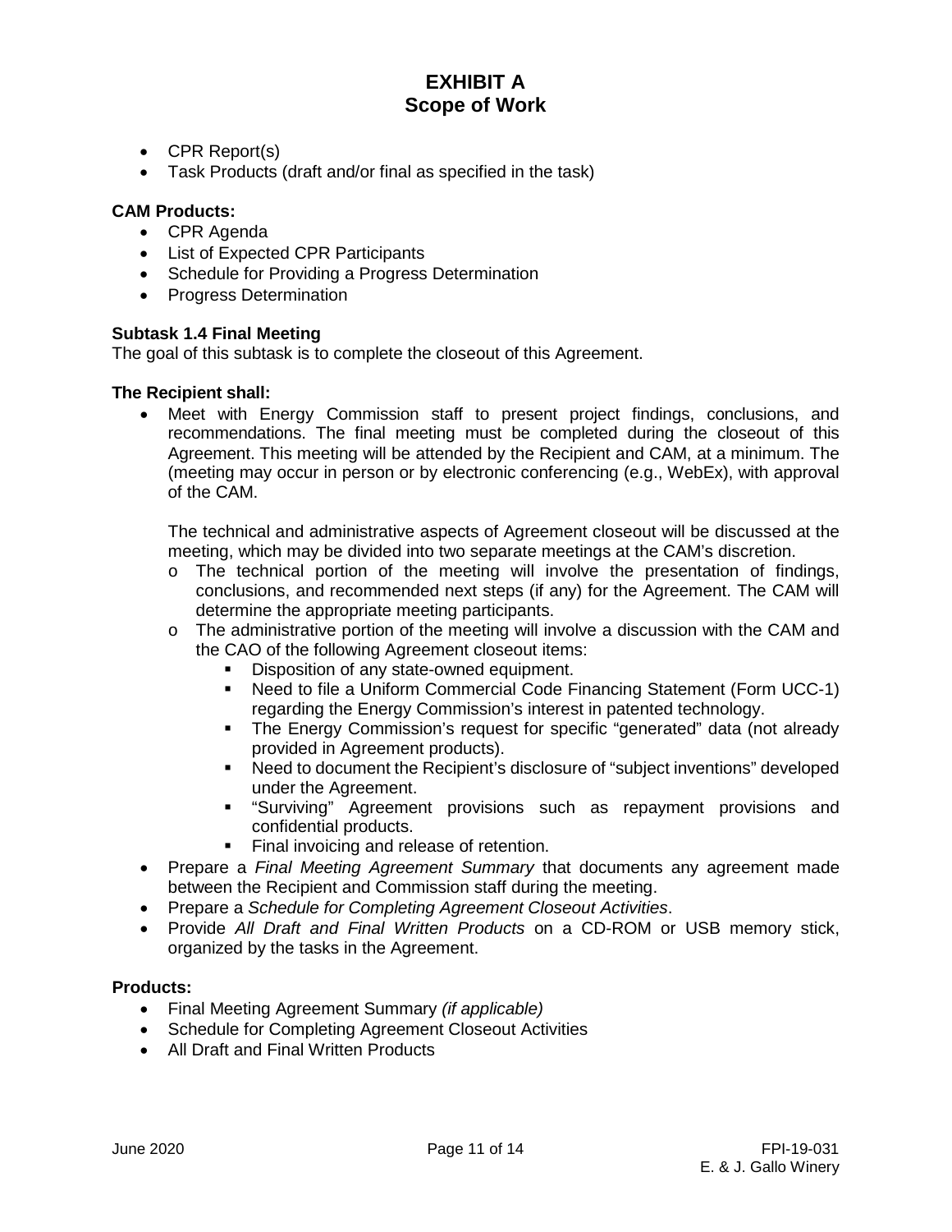- CPR Report(s)
- Task Products (draft and/or final as specified in the task)

**CAM Products:**

- CPR Agenda
- List of Expected CPR Participants
- Schedule for Providing a Progress Determination
- Progress Determination

**Subtask 1.4 Final Meeting**

The goal of this subtask is to complete the closeout of this Agreement.

**The Recipient shall:**

- Meet with Energy Commission staff to present project findings, conclusions, and recommendations. The final meeting must be completed during the closeout of this Agreement. This meeting will be attended by the Recipient and CAM, at a minimum. The (meeting may occur in person or by electronic conferencing (e.g., WebEx), with approval of the CAM.

  The technical and administrative aspects of Agreement closeout will be discussed at the meeting, which may be divided into two separate meetings at the CAM's discretion.

  - The technical portion of the meeting will involve the presentation of findings, conclusions, and recommended next steps (if any) for the Agreement. The CAM will determine the appropriate meeting participants.
  - The administrative portion of the meeting will involve a discussion with the CAM and the CAO of the following Agreement closeout items:
    - Disposition of any state-owned equipment.
    - Need to file a Uniform Commercial Code Financing Statement (Form UCC-1) regarding the Energy Commission's interest in patented technology.
    - The Energy Commission's request for specific "generated" data (not already provided in Agreement products).
    - Need to document the Recipient's disclosure of "subject inventions" developed under the Agreement.
    - "Surviving" Agreement provisions such as repayment provisions and confidential products.
    - Final invoicing and release of retention.
- Prepare a *Final Meeting Agreement Summary* that documents any agreement made between the Recipient and Commission staff during the meeting.
- Prepare a *Schedule for Completing Agreement Closeout Activities*.
- Provide *All Draft and Final Written Products* on a CD-ROM or USB memory stick, organized by the tasks in the Agreement.

**Products:**

- Final Meeting Agreement Summary *(if applicable)*
- Schedule for Completing Agreement Closeout Activities
- All Draft and Final Written Products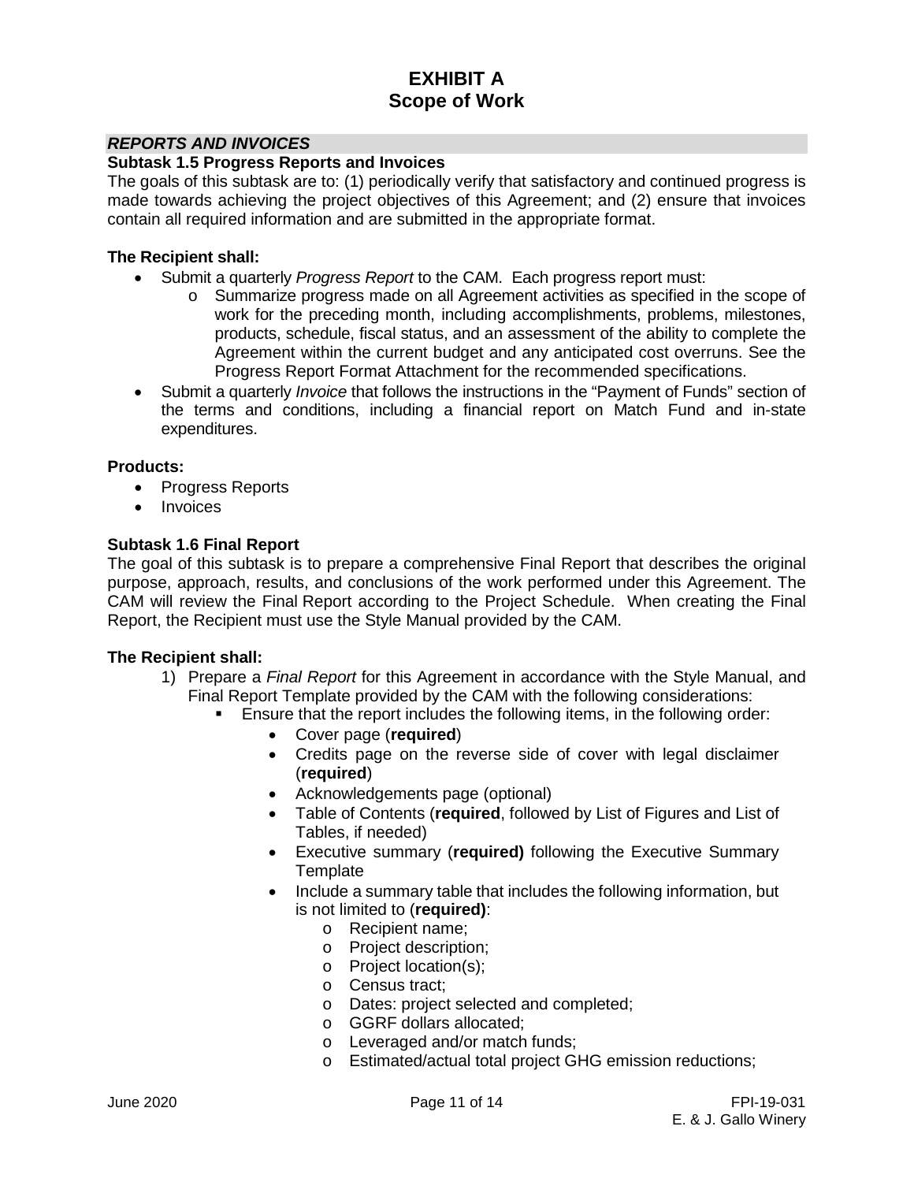# EXHIBIT A
# Scope of Work

***REPORTS AND INVOICES***

**Subtask 1.5 Progress Reports and Invoices**

The goals of this subtask are to: (1) periodically verify that satisfactory and continued progress is made towards achieving the project objectives of this Agreement; and (2) ensure that invoices contain all required information and are submitted in the appropriate format.

**The Recipient shall:**

- Submit a quarterly *Progress Report* to the CAM. Each progress report must:
  - Summarize progress made on all Agreement activities as specified in the scope of work for the preceding month, including accomplishments, problems, milestones, products, schedule, fiscal status, and an assessment of the ability to complete the Agreement within the current budget and any anticipated cost overruns. See the Progress Report Format Attachment for the recommended specifications.
- Submit a quarterly *Invoice* that follows the instructions in the "Payment of Funds" section of the terms and conditions, including a financial report on Match Fund and in-state expenditures.

**Products:**

- Progress Reports
- Invoices

**Subtask 1.6 Final Report**

The goal of this subtask is to prepare a comprehensive Final Report that describes the original purpose, approach, results, and conclusions of the work performed under this Agreement. The CAM will review the Final Report according to the Project Schedule. When creating the Final Report, the Recipient must use the Style Manual provided by the CAM.

**The Recipient shall:**

1) Prepare a *Final Report* for this Agreement in accordance with the Style Manual, and Final Report Template provided by the CAM with the following considerations:
   - Ensure that the report includes the following items, in the following order:
     - Cover page (**required**)
     - Credits page on the reverse side of cover with legal disclaimer (**required**)
     - Acknowledgements page (optional)
     - Table of Contents (**required**, followed by List of Figures and List of Tables, if needed)
     - Executive summary (**required)** following the Executive Summary Template
     - Include a summary table that includes the following information, but is not limited to (**required)**:
       - Recipient name;
       - Project description;
       - Project location(s);
       - Census tract;
       - Dates: project selected and completed;
       - GGRF dollars allocated;
       - Leveraged and/or match funds;
       - Estimated/actual total project GHG emission reductions;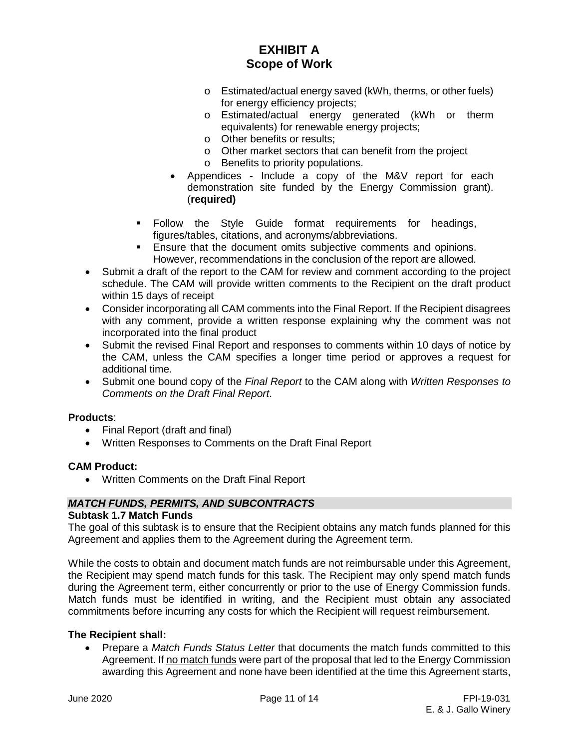- Estimated/actual energy saved (kWh, therms, or other fuels) for energy efficiency projects;
        - Estimated/actual energy generated (kWh or therm equivalents) for renewable energy projects;
        - Other benefits or results;
        - Other market sectors that can benefit from the project
        - Benefits to priority populations.
      - Appendices - Include a copy of the M&V report for each demonstration site funded by the Energy Commission grant). (**required)**
    - Follow the Style Guide format requirements for headings, figures/tables, citations, and acronyms/abbreviations.
    - Ensure that the document omits subjective comments and opinions. However, recommendations in the conclusion of the report are allowed.
- Submit a draft of the report to the CAM for review and comment according to the project schedule. The CAM will provide written comments to the Recipient on the draft product within 15 days of receipt
- Consider incorporating all CAM comments into the Final Report. If the Recipient disagrees with any comment, provide a written response explaining why the comment was not incorporated into the final product
- Submit the revised Final Report and responses to comments within 10 days of notice by the CAM, unless the CAM specifies a longer time period or approves a request for additional time.
- Submit one bound copy of the *Final Report* to the CAM along with *Written Responses to Comments on the Draft Final Report*.

**Products**:

- Final Report (draft and final)
- Written Responses to Comments on the Draft Final Report

**CAM Product:**

- Written Comments on the Draft Final Report

***MATCH FUNDS, PERMITS, AND SUBCONTRACTS***

**Subtask 1.7 Match Funds**

The goal of this subtask is to ensure that the Recipient obtains any match funds planned for this Agreement and applies them to the Agreement during the Agreement term.

While the costs to obtain and document match funds are not reimbursable under this Agreement, the Recipient may spend match funds for this task. The Recipient may only spend match funds during the Agreement term, either concurrently or prior to the use of Energy Commission funds. Match funds must be identified in writing, and the Recipient must obtain any associated commitments before incurring any costs for which the Recipient will request reimbursement.

**The Recipient shall:**

- Prepare a *Match Funds Status Letter* that documents the match funds committed to this Agreement. If <u>no match funds</u> were part of the proposal that led to the Energy Commission awarding this Agreement and none have been identified at the time this Agreement starts,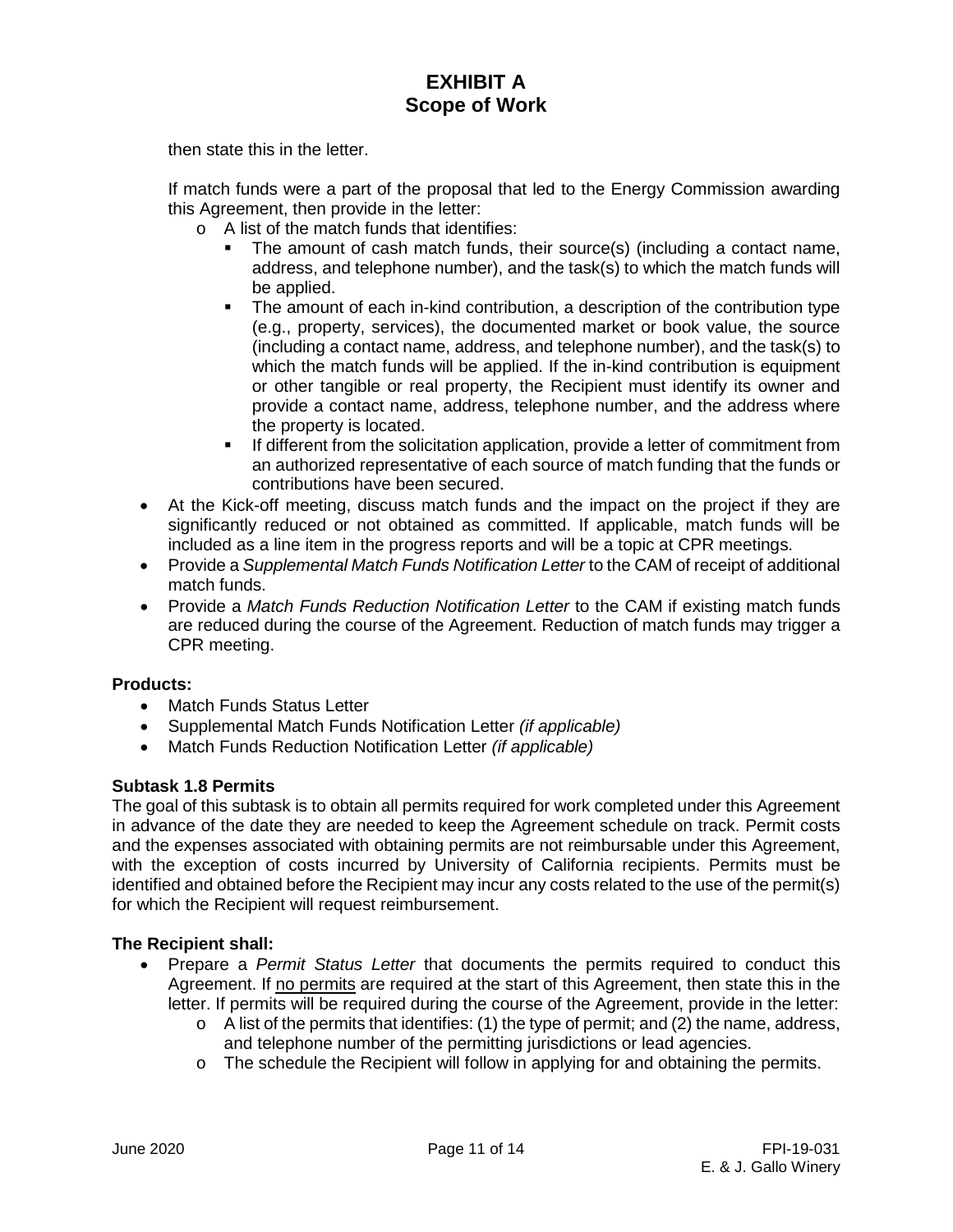then state this in the letter.

If match funds were a part of the proposal that led to the Energy Commission awarding this Agreement, then provide in the letter:

- o A list of the match funds that identifies:
  - The amount of cash match funds, their source(s) (including a contact name, address, and telephone number), and the task(s) to which the match funds will be applied.
  - The amount of each in-kind contribution, a description of the contribution type (e.g., property, services), the documented market or book value, the source (including a contact name, address, and telephone number), and the task(s) to which the match funds will be applied. If the in-kind contribution is equipment or other tangible or real property, the Recipient must identify its owner and provide a contact name, address, telephone number, and the address where the property is located.
  - If different from the solicitation application, provide a letter of commitment from an authorized representative of each source of match funding that the funds or contributions have been secured.

- At the Kick-off meeting, discuss match funds and the impact on the project if they are significantly reduced or not obtained as committed. If applicable, match funds will be included as a line item in the progress reports and will be a topic at CPR meetings.
- Provide a *Supplemental Match Funds Notification Letter* to the CAM of receipt of additional match funds.
- Provide a *Match Funds Reduction Notification Letter* to the CAM if existing match funds are reduced during the course of the Agreement. Reduction of match funds may trigger a CPR meeting.

**Products:**

- Match Funds Status Letter
- Supplemental Match Funds Notification Letter *(if applicable)*
- Match Funds Reduction Notification Letter *(if applicable)*

**Subtask 1.8 Permits**

The goal of this subtask is to obtain all permits required for work completed under this Agreement in advance of the date they are needed to keep the Agreement schedule on track. Permit costs and the expenses associated with obtaining permits are not reimbursable under this Agreement, with the exception of costs incurred by University of California recipients. Permits must be identified and obtained before the Recipient may incur any costs related to the use of the permit(s) for which the Recipient will request reimbursement.

**The Recipient shall:**

- Prepare a *Permit Status Letter* that documents the permits required to conduct this Agreement. If no permits are required at the start of this Agreement, then state this in the letter. If permits will be required during the course of the Agreement, provide in the letter:
  - o A list of the permits that identifies: (1) the type of permit; and (2) the name, address, and telephone number of the permitting jurisdictions or lead agencies.
  - o The schedule the Recipient will follow in applying for and obtaining the permits.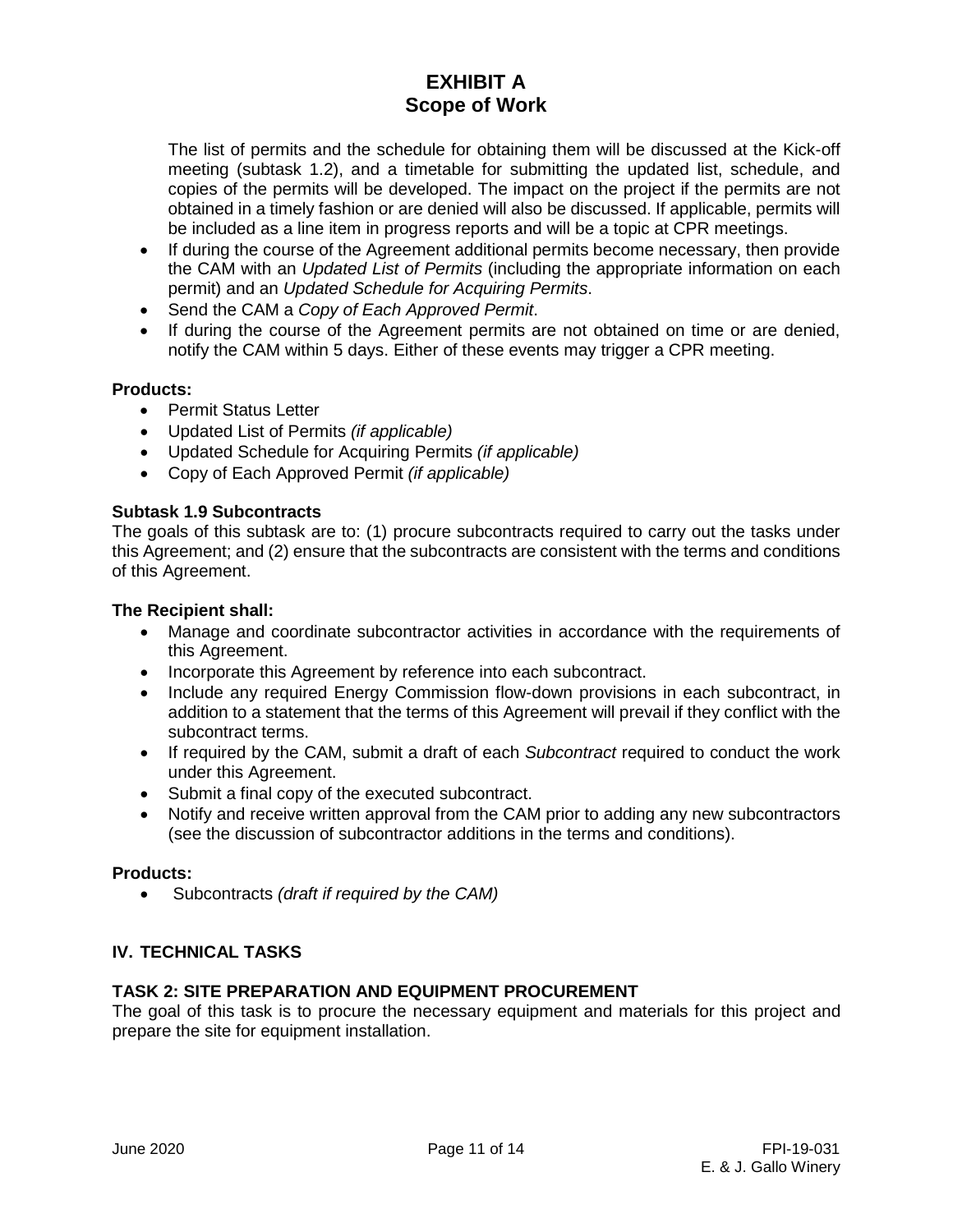# EXHIBIT A
# Scope of Work

The list of permits and the schedule for obtaining them will be discussed at the Kick-off meeting (subtask 1.2), and a timetable for submitting the updated list, schedule, and copies of the permits will be developed. The impact on the project if the permits are not obtained in a timely fashion or are denied will also be discussed. If applicable, permits will be included as a line item in progress reports and will be a topic at CPR meetings.

- If during the course of the Agreement additional permits become necessary, then provide the CAM with an *Updated List of Permits* (including the appropriate information on each permit) and an *Updated Schedule for Acquiring Permits*.
- Send the CAM a *Copy of Each Approved Permit*.
- If during the course of the Agreement permits are not obtained on time or are denied, notify the CAM within 5 days. Either of these events may trigger a CPR meeting.

**Products:**

- Permit Status Letter
- Updated List of Permits *(if applicable)*
- Updated Schedule for Acquiring Permits *(if applicable)*
- Copy of Each Approved Permit *(if applicable)*

**Subtask 1.9 Subcontracts**

The goals of this subtask are to: (1) procure subcontracts required to carry out the tasks under this Agreement; and (2) ensure that the subcontracts are consistent with the terms and conditions of this Agreement.

**The Recipient shall:**

- Manage and coordinate subcontractor activities in accordance with the requirements of this Agreement.
- Incorporate this Agreement by reference into each subcontract.
- Include any required Energy Commission flow-down provisions in each subcontract, in addition to a statement that the terms of this Agreement will prevail if they conflict with the subcontract terms.
- If required by the CAM, submit a draft of each *Subcontract* required to conduct the work under this Agreement.
- Submit a final copy of the executed subcontract.
- Notify and receive written approval from the CAM prior to adding any new subcontractors (see the discussion of subcontractor additions in the terms and conditions).

**Products:**

- Subcontracts *(draft if required by the CAM)*

## IV. TECHNICAL TASKS

### TASK 2: SITE PREPARATION AND EQUIPMENT PROCUREMENT

The goal of this task is to procure the necessary equipment and materials for this project and prepare the site for equipment installation.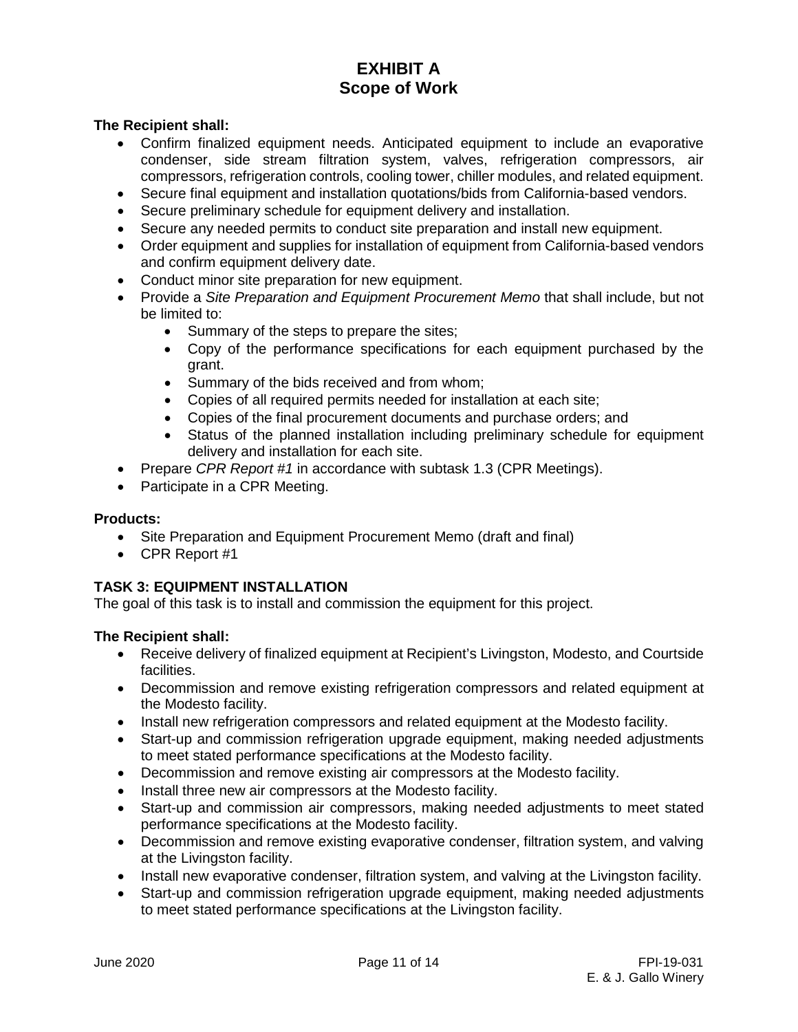# EXHIBIT A
# Scope of Work

**The Recipient shall:**

- Confirm finalized equipment needs. Anticipated equipment to include an evaporative condenser, side stream filtration system, valves, refrigeration compressors, air compressors, refrigeration controls, cooling tower, chiller modules, and related equipment.
- Secure final equipment and installation quotations/bids from California-based vendors.
- Secure preliminary schedule for equipment delivery and installation.
- Secure any needed permits to conduct site preparation and install new equipment.
- Order equipment and supplies for installation of equipment from California-based vendors and confirm equipment delivery date.
- Conduct minor site preparation for new equipment.
- Provide a *Site Preparation and Equipment Procurement Memo* that shall include, but not be limited to:
  - Summary of the steps to prepare the sites;
  - Copy of the performance specifications for each equipment purchased by the grant.
  - Summary of the bids received and from whom;
  - Copies of all required permits needed for installation at each site;
  - Copies of the final procurement documents and purchase orders; and
  - Status of the planned installation including preliminary schedule for equipment delivery and installation for each site.
- Prepare *CPR Report #1* in accordance with subtask 1.3 (CPR Meetings).
- Participate in a CPR Meeting.

**Products:**

- Site Preparation and Equipment Procurement Memo (draft and final)
- CPR Report #1

**TASK 3: EQUIPMENT INSTALLATION**

The goal of this task is to install and commission the equipment for this project.

**The Recipient shall:**

- Receive delivery of finalized equipment at Recipient's Livingston, Modesto, and Courtside facilities.
- Decommission and remove existing refrigeration compressors and related equipment at the Modesto facility.
- Install new refrigeration compressors and related equipment at the Modesto facility.
- Start-up and commission refrigeration upgrade equipment, making needed adjustments to meet stated performance specifications at the Modesto facility.
- Decommission and remove existing air compressors at the Modesto facility.
- Install three new air compressors at the Modesto facility.
- Start-up and commission air compressors, making needed adjustments to meet stated performance specifications at the Modesto facility.
- Decommission and remove existing evaporative condenser, filtration system, and valving at the Livingston facility.
- Install new evaporative condenser, filtration system, and valving at the Livingston facility.
- Start-up and commission refrigeration upgrade equipment, making needed adjustments to meet stated performance specifications at the Livingston facility.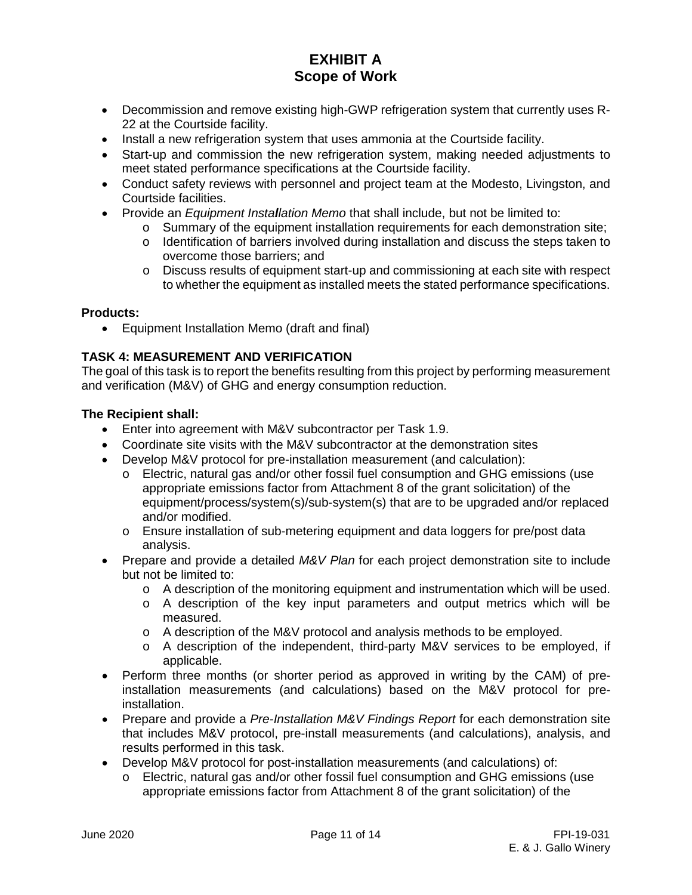# EXHIBIT A
# Scope of Work

- Decommission and remove existing high-GWP refrigeration system that currently uses R-22 at the Courtside facility.
- Install a new refrigeration system that uses ammonia at the Courtside facility.
- Start-up and commission the new refrigeration system, making needed adjustments to meet stated performance specifications at the Courtside facility.
- Conduct safety reviews with personnel and project team at the Modesto, Livingston, and Courtside facilities.
- Provide an *Equipment Installation Memo* that shall include, but not be limited to:
  - Summary of the equipment installation requirements for each demonstration site;
  - Identification of barriers involved during installation and discuss the steps taken to overcome those barriers; and
  - Discuss results of equipment start-up and commissioning at each site with respect to whether the equipment as installed meets the stated performance specifications.

**Products:**

- Equipment Installation Memo (draft and final)

### TASK 4: MEASUREMENT AND VERIFICATION

The goal of this task is to report the benefits resulting from this project by performing measurement and verification (M&V) of GHG and energy consumption reduction.

**The Recipient shall:**

- Enter into agreement with M&V subcontractor per Task 1.9.
- Coordinate site visits with the M&V subcontractor at the demonstration sites
- Develop M&V protocol for pre-installation measurement (and calculation):
  - Electric, natural gas and/or other fossil fuel consumption and GHG emissions (use appropriate emissions factor from Attachment 8 of the grant solicitation) of the equipment/process/system(s)/sub-system(s) that are to be upgraded and/or replaced and/or modified.
  - Ensure installation of sub-metering equipment and data loggers for pre/post data analysis.
- Prepare and provide a detailed *M&V Plan* for each project demonstration site to include but not be limited to:
  - A description of the monitoring equipment and instrumentation which will be used.
  - A description of the key input parameters and output metrics which will be measured.
  - A description of the M&V protocol and analysis methods to be employed.
  - A description of the independent, third-party M&V services to be employed, if applicable.
- Perform three months (or shorter period as approved in writing by the CAM) of pre-installation measurements (and calculations) based on the M&V protocol for pre-installation.
- Prepare and provide a *Pre-Installation M&V Findings Report* for each demonstration site that includes M&V protocol, pre-install measurements (and calculations), analysis, and results performed in this task.
- Develop M&V protocol for post-installation measurements (and calculations) of:
  - Electric, natural gas and/or other fossil fuel consumption and GHG emissions (use appropriate emissions factor from Attachment 8 of the grant solicitation) of the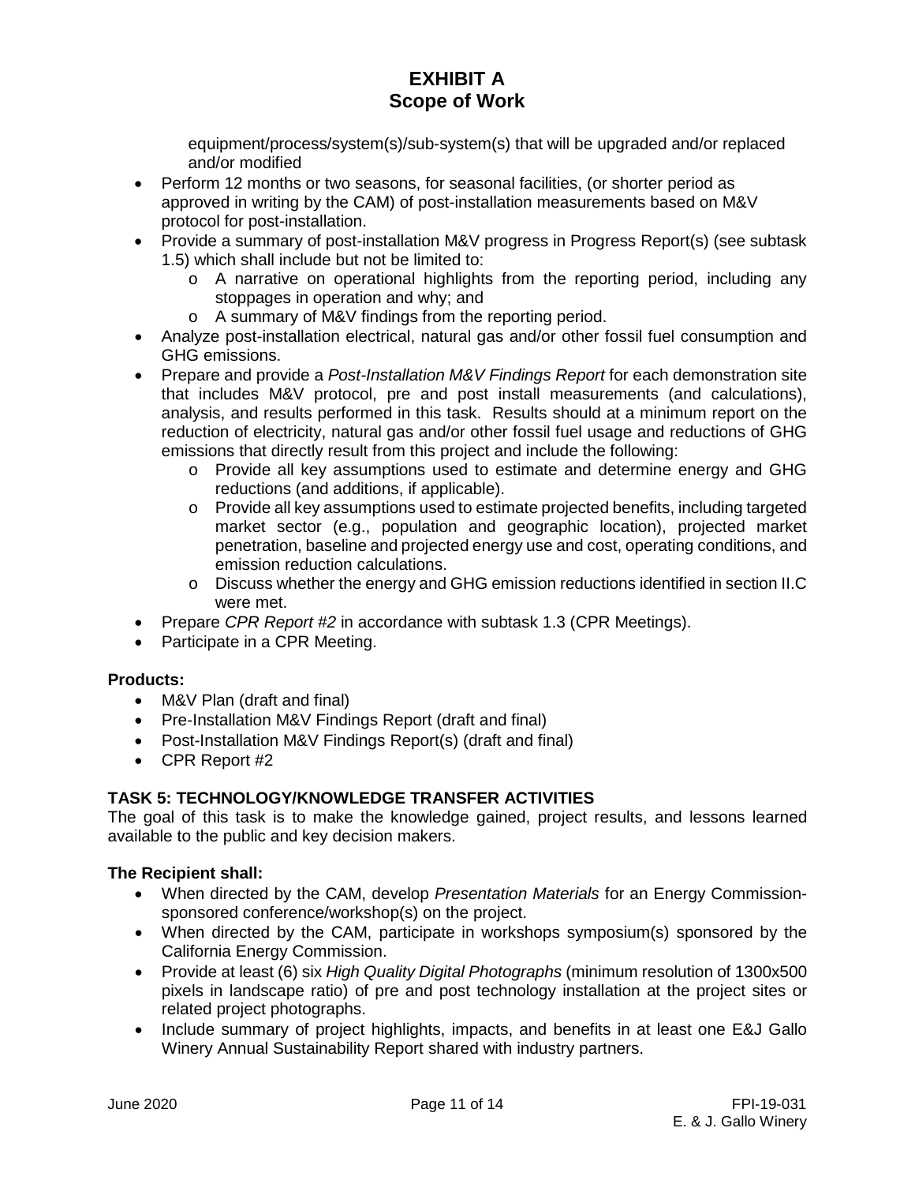equipment/process/system(s)/sub-system(s) that will be upgraded and/or replaced and/or modified

- Perform 12 months or two seasons, for seasonal facilities, (or shorter period as approved in writing by the CAM) of post-installation measurements based on M&V protocol for post-installation.
- Provide a summary of post-installation M&V progress in Progress Report(s) (see subtask 1.5) which shall include but not be limited to:
  - A narrative on operational highlights from the reporting period, including any stoppages in operation and why; and
  - A summary of M&V findings from the reporting period.
- Analyze post-installation electrical, natural gas and/or other fossil fuel consumption and GHG emissions.
- Prepare and provide a *Post-Installation M&V Findings Report* for each demonstration site that includes M&V protocol, pre and post install measurements (and calculations), analysis, and results performed in this task. Results should at a minimum report on the reduction of electricity, natural gas and/or other fossil fuel usage and reductions of GHG emissions that directly result from this project and include the following:
  - Provide all key assumptions used to estimate and determine energy and GHG reductions (and additions, if applicable).
  - Provide all key assumptions used to estimate projected benefits, including targeted market sector (e.g., population and geographic location), projected market penetration, baseline and projected energy use and cost, operating conditions, and emission reduction calculations.
  - Discuss whether the energy and GHG emission reductions identified in section II.C were met.
- Prepare *CPR Report #2* in accordance with subtask 1.3 (CPR Meetings).
- Participate in a CPR Meeting.

**Products:**

- M&V Plan (draft and final)
- Pre-Installation M&V Findings Report (draft and final)
- Post-Installation M&V Findings Report(s) (draft and final)
- CPR Report #2

## TASK 5: TECHNOLOGY/KNOWLEDGE TRANSFER ACTIVITIES

The goal of this task is to make the knowledge gained, project results, and lessons learned available to the public and key decision makers.

**The Recipient shall:**

- When directed by the CAM, develop *Presentation Materials* for an Energy Commission-sponsored conference/workshop(s) on the project.
- When directed by the CAM, participate in workshops symposium(s) sponsored by the California Energy Commission.
- Provide at least (6) six *High Quality Digital Photographs* (minimum resolution of 1300x500 pixels in landscape ratio) of pre and post technology installation at the project sites or related project photographs.
- Include summary of project highlights, impacts, and benefits in at least one E&J Gallo Winery Annual Sustainability Report shared with industry partners.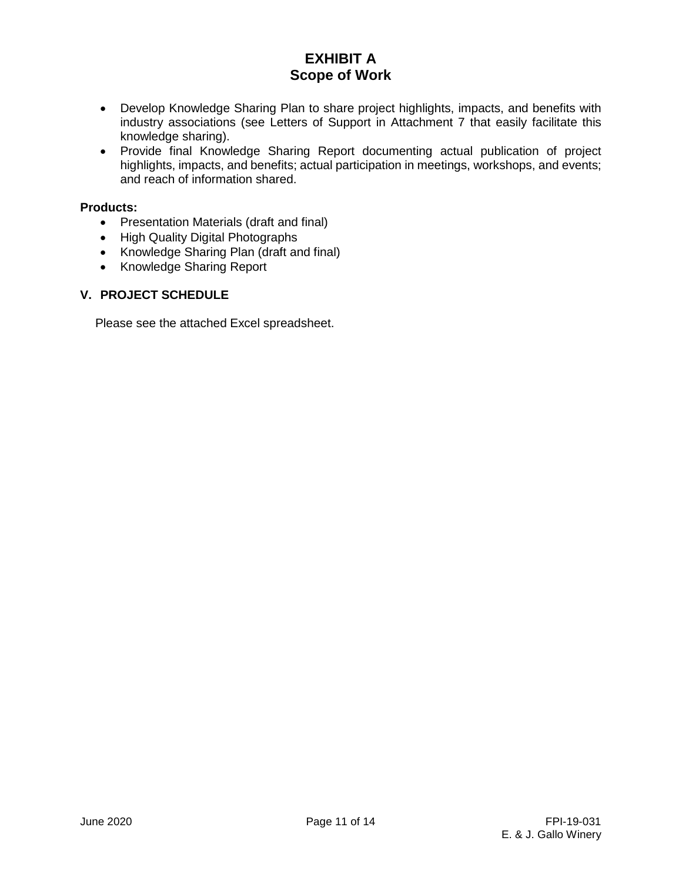- Develop Knowledge Sharing Plan to share project highlights, impacts, and benefits with industry associations (see Letters of Support in Attachment 7 that easily facilitate this knowledge sharing).
- Provide final Knowledge Sharing Report documenting actual publication of project highlights, impacts, and benefits; actual participation in meetings, workshops, and events; and reach of information shared.

**Products:**

- Presentation Materials (draft and final)
- High Quality Digital Photographs
- Knowledge Sharing Plan (draft and final)
- Knowledge Sharing Report

## V. PROJECT SCHEDULE

Please see the attached Excel spreadsheet.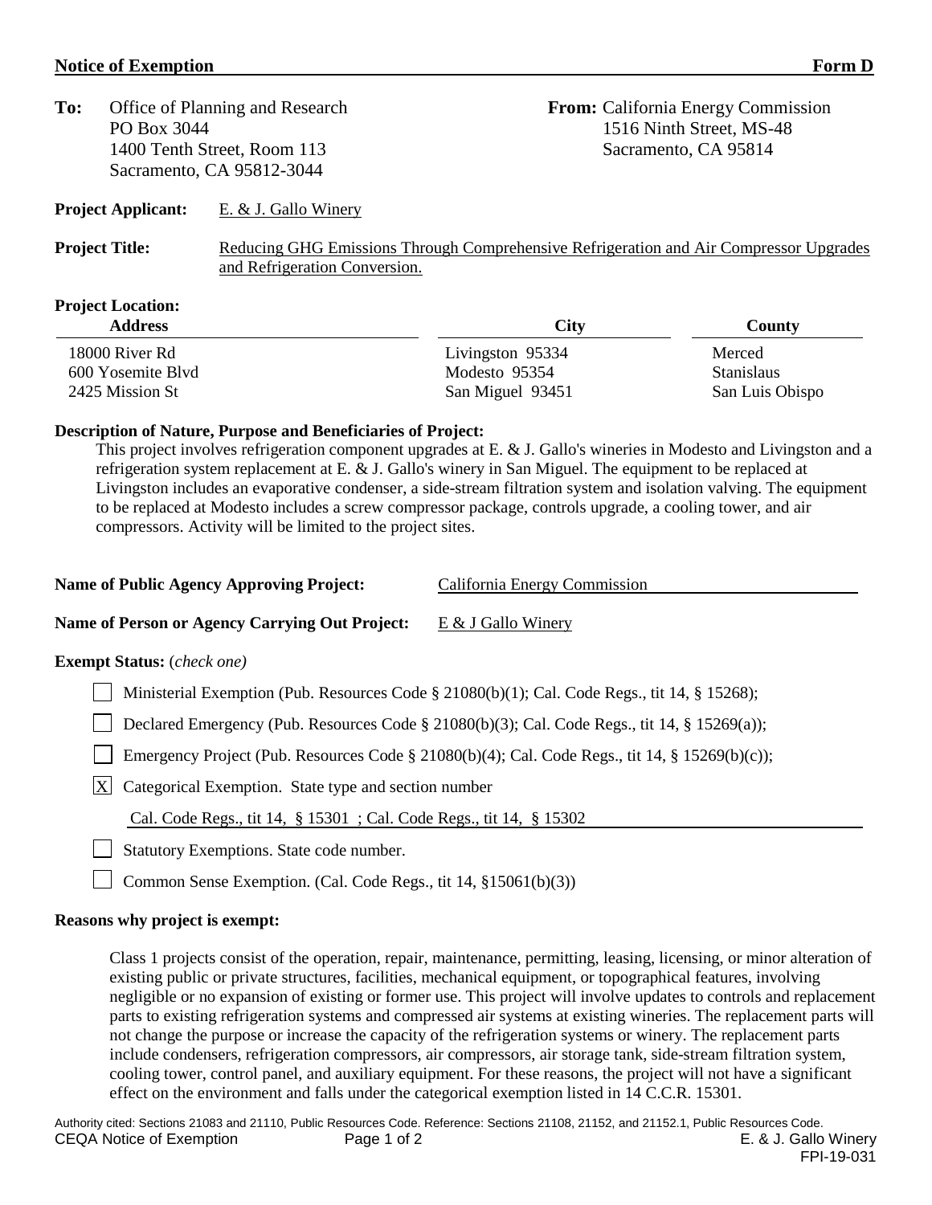## Notice of Exemption — Form D

**To:** Office of Planning and Research
PO Box 3044
1400 Tenth Street, Room 113
Sacramento, CA 95812-3044

**From:** California Energy Commission
1516 Ninth Street, MS-48
Sacramento, CA 95814

**Project Applicant:** E. & J. Gallo Winery

**Project Title:** Reducing GHG Emissions Through Comprehensive Refrigeration and Air Compressor Upgrades and Refrigeration Conversion.

**Project Location:**

| Address | City | County |
|---|---|---|
| 18000 River Rd | Livingston 95334 | Merced |
| 600 Yosemite Blvd | Modesto 95354 | Stanislaus |
| 2425 Mission St | San Miguel 93451 | San Luis Obispo |

**Description of Nature, Purpose and Beneficiaries of Project:**

This project involves refrigeration component upgrades at E. & J. Gallo's wineries in Modesto and Livingston and a refrigeration system replacement at E. & J. Gallo's winery in San Miguel. The equipment to be replaced at Livingston includes an evaporative condenser, a side-stream filtration system and isolation valving. The equipment to be replaced at Modesto includes a screw compressor package, controls upgrade, a cooling tower, and air compressors. Activity will be limited to the project sites.

**Name of Public Agency Approving Project:** California Energy Commission

**Name of Person or Agency Carrying Out Project:** E & J Gallo Winery

**Exempt Status:** *(check one)*

- [ ] Ministerial Exemption (Pub. Resources Code § 21080(b)(1); Cal. Code Regs., tit 14, § 15268);
- [ ] Declared Emergency (Pub. Resources Code § 21080(b)(3); Cal. Code Regs., tit 14, § 15269(a));
- [ ] Emergency Project (Pub. Resources Code § 21080(b)(4); Cal. Code Regs., tit 14, § 15269(b)(c));
- [X] Categorical Exemption. State type and section number
  Cal. Code Regs., tit 14, § 15301 ; Cal. Code Regs., tit 14, § 15302
- [ ] Statutory Exemptions. State code number.
- [ ] Common Sense Exemption. (Cal. Code Regs., tit 14, §15061(b)(3))

**Reasons why project is exempt:**

Class 1 projects consist of the operation, repair, maintenance, permitting, leasing, licensing, or minor alteration of existing public or private structures, facilities, mechanical equipment, or topographical features, involving negligible or no expansion of existing or former use. This project will involve updates to controls and replacement parts to existing refrigeration systems and compressed air systems at existing wineries. The replacement parts will not change the purpose or increase the capacity of the refrigeration systems or winery. The replacement parts include condensers, refrigeration compressors, air compressors, air storage tank, side-stream filtration system, cooling tower, control panel, and auxiliary equipment. For these reasons, the project will not have a significant effect on the environment and falls under the categorical exemption listed in 14 C.C.R. 15301.

Authority cited: Sections 21083 and 21110, Public Resources Code. Reference: Sections 21108, 21152, and 21152.1, Public Resources Code.

CEQA Notice of Exemption — E. & J. Gallo Winery — FPI-19-031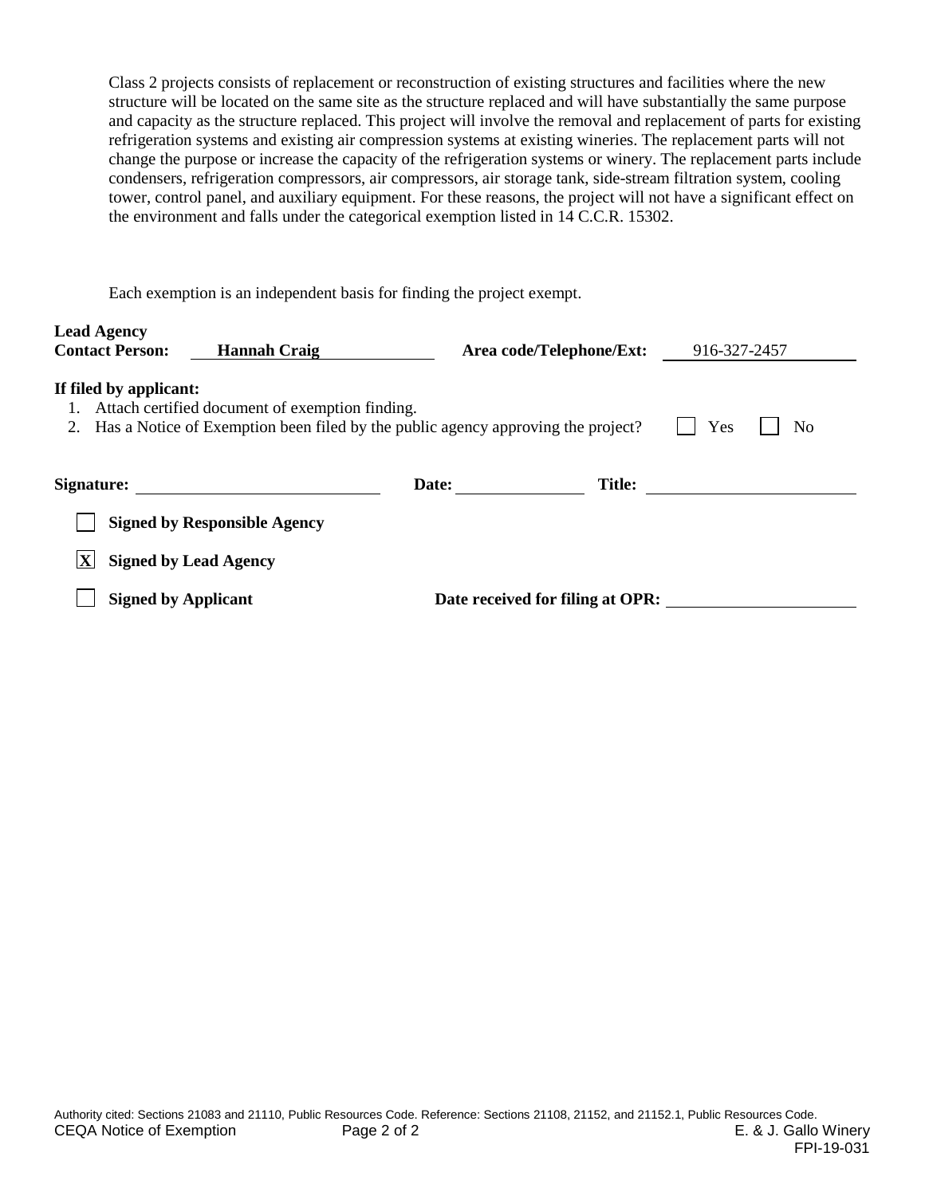Class 2 projects consists of replacement or reconstruction of existing structures and facilities where the new structure will be located on the same site as the structure replaced and will have substantially the same purpose and capacity as the structure replaced. This project will involve the removal and replacement of parts for existing refrigeration systems and existing air compression systems at existing wineries. The replacement parts will not change the purpose or increase the capacity of the refrigeration systems or winery. The replacement parts include condensers, refrigeration compressors, air compressors, air storage tank, side-stream filtration system, cooling tower, control panel, and auxiliary equipment. For these reasons, the project will not have a significant effect on the environment and falls under the categorical exemption listed in 14 C.C.R. 15302.

Each exemption is an independent basis for finding the project exempt.

**Lead Agency Contact Person:** Hannah Craig **Area code/Telephone/Ext:** 916-327-2457

**If filed by applicant:**

1. Attach certified document of exemption finding.
2. Has a Notice of Exemption been filed by the public agency approving the project? ☐ Yes ☐ No

**Signature:** \_\_\_\_\_\_\_\_\_\_\_\_ **Date:** \_\_\_\_\_\_\_\_ **Title:** \_\_\_\_\_\_\_\_\_\_\_\_

☐ **Signed by Responsible Agency**

☒ **Signed by Lead Agency**

☐ **Signed by Applicant** **Date received for filing at OPR:** \_\_\_\_\_\_\_\_\_\_\_\_

Authority cited: Sections 21083 and 21110, Public Resources Code. Reference: Sections 21108, 21152, and 21152.1, Public Resources Code.

CEQA Notice of Exemption E. & J. Gallo Winery FPI-19-031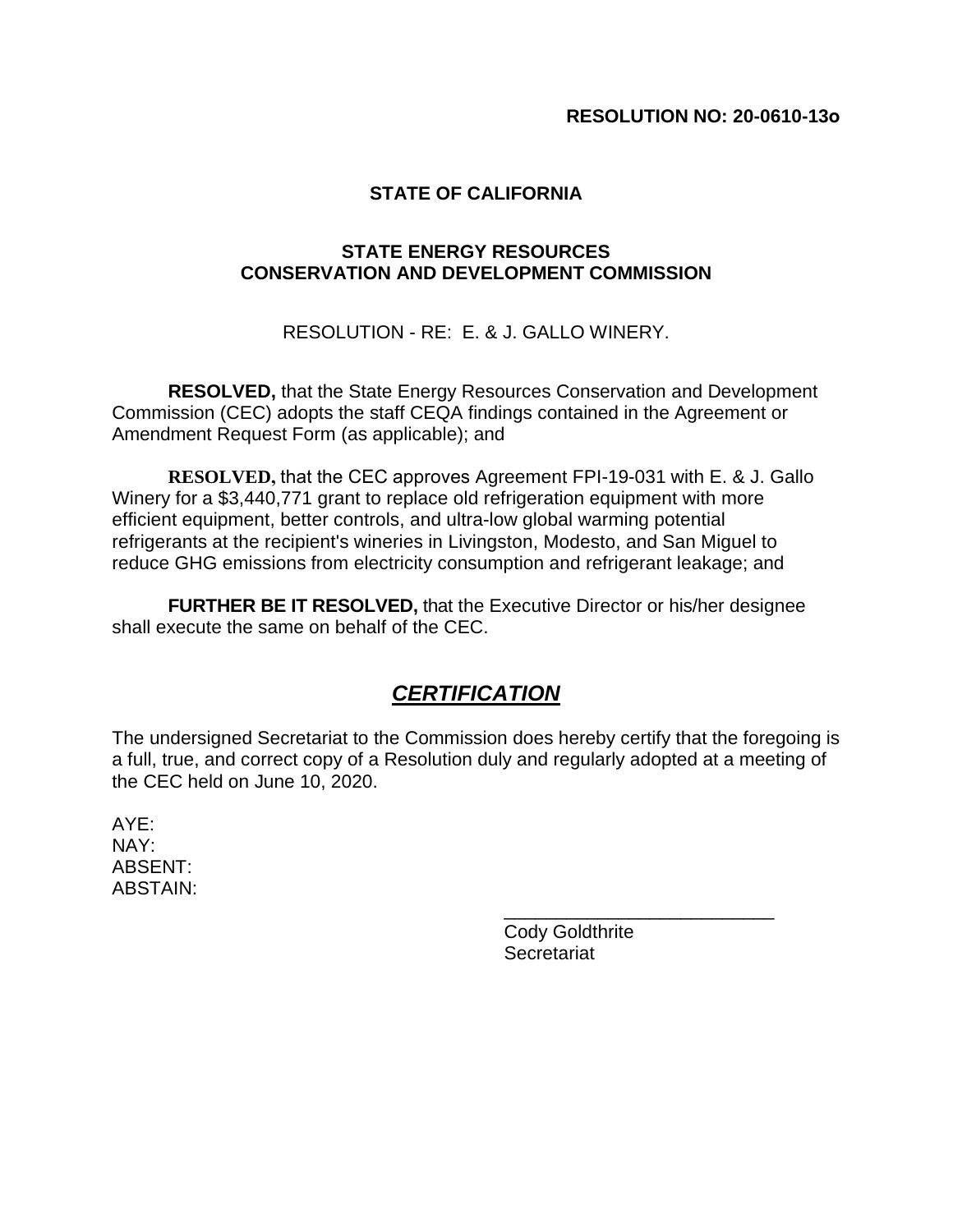**RESOLUTION NO: 20-0610-13o**

**STATE OF CALIFORNIA**

**STATE ENERGY RESOURCES
CONSERVATION AND DEVELOPMENT COMMISSION**

RESOLUTION - RE: E. & J. GALLO WINERY.

**RESOLVED,** that the State Energy Resources Conservation and Development Commission (CEC) adopts the staff CEQA findings contained in the Agreement or Amendment Request Form (as applicable); and

**RESOLVED,** that the CEC approves Agreement FPI-19-031 with E. & J. Gallo Winery for a $3,440,771 grant to replace old refrigeration equipment with more efficient equipment, better controls, and ultra-low global warming potential refrigerants at the recipient's wineries in Livingston, Modesto, and San Miguel to reduce GHG emissions from electricity consumption and refrigerant leakage; and

**FURTHER BE IT RESOLVED,** that the Executive Director or his/her designee shall execute the same on behalf of the CEC.

## ***CERTIFICATION***

The undersigned Secretariat to the Commission does hereby certify that the foregoing is a full, true, and correct copy of a Resolution duly and regularly adopted at a meeting of the CEC held on June 10, 2020.

AYE:
NAY:
ABSENT:
ABSTAIN:

\_\_\_\_\_\_\_\_\_\_\_\_\_\_\_\_\_\_\_\_\_\_\_\_\_\_
Cody Goldthrite
Secretariat